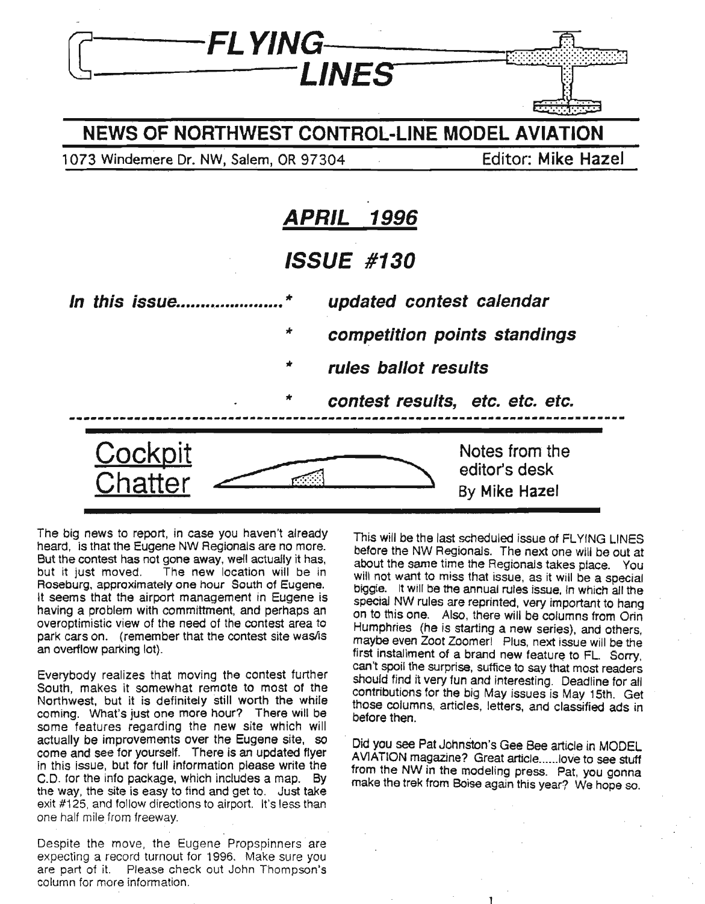# FLYING LINES

## NEWS OF NORTHWEST CONTROL-LINE MODEL AVIATION

1073 Windemere Dr. NW, Salem, OR 97304 Editor: Mike Hazel

## *APRIL 1996*

## *ISSUE #130*

***In this issue.....................***

- ***updated contest calendar***
- ***competition points standings***
- ***rules ballot results***
- ***contest results, etc. etc. etc.***

---

## Cockpit Chatter

Notes from the editor's desk
By Mike Hazel

The big news to report, in case you haven't already heard, is that the Eugene NW Regionals are no more. But the contest has not gone away, well actually it has, but it just moved. The new location will be in Roseburg, approximately one hour South of Eugene. It seems that the airport management in Eugene is having a problem with committment, and perhaps an overoptimistic view of the need of the contest area to park cars on. (remember that the contest site was/is an overflow parking lot).

Everybody realizes that moving the contest further South, makes it somewhat remote to most of the Northwest, but it is definitely still worth the while coming. What's just one more hour? There will be some features regarding the new site which will actually be improvements over the Eugene site, so come and see for yourself. There is an updated flyer in this issue, but for full information please write the C.D. for the info package, which includes a map. By the way, the site is easy to find and get to. Just take exit #125, and follow directions to airport. It's less than one half mile from freeway.

Despite the move, the Eugene Propspinners are expecting a record turnout for 1996. Make sure you are part of it. Please check out John Thompson's column for more information.

This will be the last scheduled issue of FLYING LINES before the NW Regionals. The next one will be out at about the same time the Regionals takes place. You will not want to miss that issue, as it will be a special biggie. It will be the annual rules issue, in which all the special NW rules are reprinted, very important to hang on to this one. Also, there will be columns from Orin Humphries (he is starting a new series), and others, maybe even Zoot Zoomer! Plus, next issue will be the first installment of a brand new feature to FL. Sorry, can't spoil the surprise, suffice to say that most readers should find it very fun and interesting. Deadline for all contributions for the big May issues is May 15th. Get those columns, articles, letters, and classified ads in before then.

Did you see Pat Johnston's Gee Bee article in MODEL AVIATION magazine? Great article......love to see stuff from the NW in the modeling press. Pat, you gonna make the trek from Boise again this year? We hope so.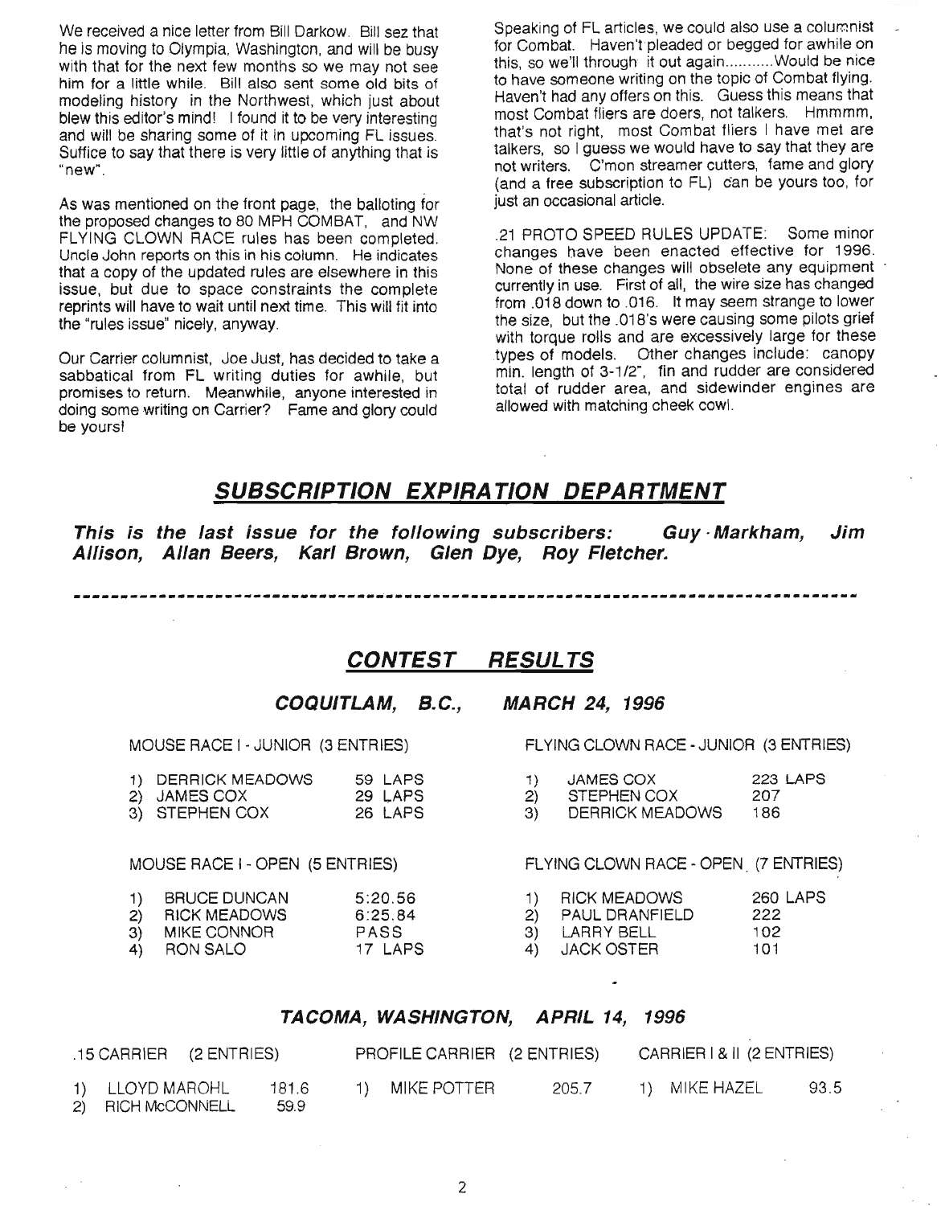We received a nice letter from Bill Darkow. Bill sez that he is moving to Olympia, Washington, and will be busy with that for the next few months so we may not see him for a little while. Bill also sent some old bits of modeling history in the Northwest, which just about blew this editor's mind! I found it to be very interesting and will be sharing some of it in upcoming FL issues. Suffice to say that there is very little of anything that is "new".

As was mentioned on the front page, the balloting for the proposed changes to 80 MPH COMBAT, and NW FLYING CLOWN RACE rules has been completed. Uncle John reports on this in his column. He indicates that a copy of the updated rules are elsewhere in this issue, but due to space constraints the complete reprints will have to wait until next time. This will fit into the "rules issue" nicely, anyway.

Our Carrier columnist, Joe Just, has decided to take a sabbatical from FL writing duties for awhile, but promises to return. Meanwhile, anyone interested in doing some writing on Carrier? Fame and glory could be yours!

Speaking of FL articles, we could also use a columnist for Combat. Haven't pleaded or begged for awhile on this, so we'll through it out again...........Would be nice to have someone writing on the topic of Combat flying. Haven't had any offers on this. Guess this means that most Combat fliers are doers, not talkers. Hmmmm, that's not right, most Combat fliers I have met are talkers, so I guess we would have to say that they are not writers. C'mon streamer cutters, fame and glory (and a free subscription to FL) can be yours too, for just an occasional article.

.21 PROTO SPEED RULES UPDATE: Some minor changes have been enacted effective for 1996. None of these changes will obselete any equipment currently in use. First of all, the wire size has changed from .018 down to .016. It may seem strange to lower the size, but the .018's were causing some pilots grief with torque rolls and are excessively large for these types of models. Other changes include: canopy min. length of 3-1/2", fin and rudder are considered total of rudder area, and sidewinder engines are allowed with matching cheek cowl.

## SUBSCRIPTION EXPIRATION DEPARTMENT

***This is the last issue for the following subscribers: Guy Markham, Jim Allison, Allan Beers, Karl Brown, Glen Dye, Roy Fletcher.***

---

## CONTEST RESULTS

### COQUITLAM, B.C., MARCH 24, 1996

MOUSE RACE I - JUNIOR (3 ENTRIES)

1) DERRICK MEADOWS 59 LAPS
2) JAMES COX 29 LAPS
3) STEPHEN COX 26 LAPS

MOUSE RACE I - OPEN (5 ENTRIES)

1) BRUCE DUNCAN 5:20.56
2) RICK MEADOWS 6:25.84
3) MIKE CONNOR PASS
4) RON SALO 17 LAPS

FLYING CLOWN RACE - JUNIOR (3 ENTRIES)

1) JAMES COX 223 LAPS
2) STEPHEN COX 207
3) DERRICK MEADOWS 186

FLYING CLOWN RACE - OPEN (7 ENTRIES)

1) RICK MEADOWS 260 LAPS
2) PAUL DRANFIELD 222
3) LARRY BELL 102
4) JACK OSTER 101

### TACOMA, WASHINGTON, APRIL 14, 1996

.15 CARRIER (2 ENTRIES)

1) LLOYD MAROHL 181.6
2) RICH McCONNELL 59.9

PROFILE CARRIER (2 ENTRIES)

1) MIKE POTTER 205.7

CARRIER I & II (2 ENTRIES)

1) MIKE HAZEL 93.5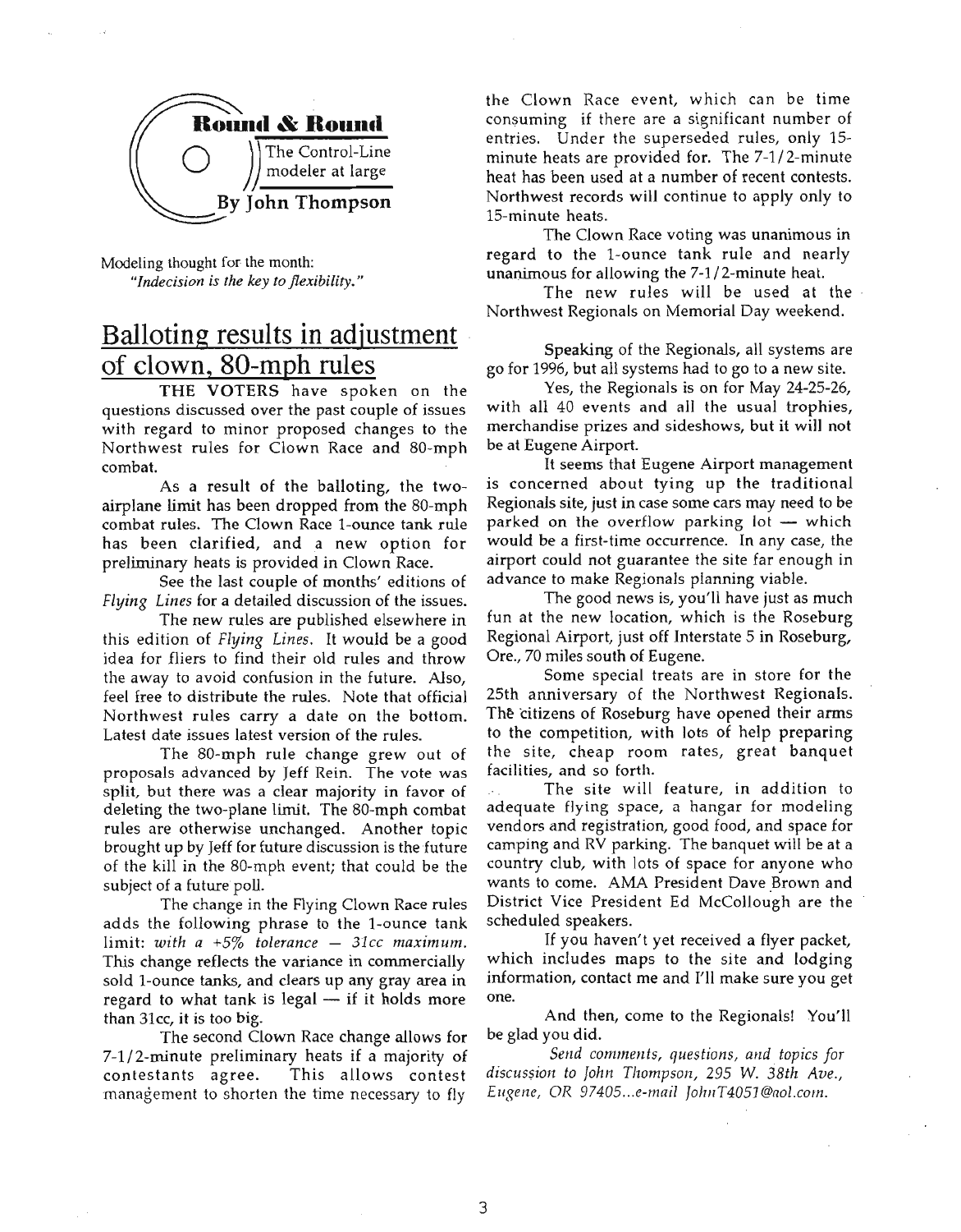**Round & Round**

The Control-Line modeler at large

By John Thompson

Modeling thought for the month:
*"Indecision is the key to flexibility."*

# Balloting results in adjustment of clown, 80-mph rules

THE VOTERS have spoken on the questions discussed over the past couple of issues with regard to minor proposed changes to the Northwest rules for Clown Race and 80-mph combat.

As a result of the balloting, the two-airplane limit has been dropped from the 80-mph combat rules. The Clown Race 1-ounce tank rule has been clarified, and a new option for preliminary heats is provided in Clown Race.

See the last couple of months' editions of *Flying Lines* for a detailed discussion of the issues.

The new rules are published elsewhere in this edition of *Flying Lines*. It would be a good idea for fliers to find their old rules and throw the away to avoid confusion in the future. Also, feel free to distribute the rules. Note that official Northwest rules carry a date on the bottom. Latest date issues latest version of the rules.

The 80-mph rule change grew out of proposals advanced by Jeff Rein. The vote was split, but there was a clear majority in favor of deleting the two-plane limit. The 80-mph combat rules are otherwise unchanged. Another topic brought up by Jeff for future discussion is the future of the kill in the 80-mph event; that could be the subject of a future poll.

The change in the Flying Clown Race rules adds the following phrase to the 1-ounce tank limit: *with a +5% tolerance — 31cc maximum*. This change reflects the variance in commercially sold 1-ounce tanks, and clears up any gray area in regard to what tank is legal — if it holds more than 31cc, it is too big.

The second Clown Race change allows for 7-1/2-minute preliminary heats if a majority of contestants agree. This allows contest management to shorten the time necessary to fly the Clown Race event, which can be time consuming if there are a significant number of entries. Under the superseded rules, only 15-minute heats are provided for. The 7-1/2-minute heat has been used at a number of recent contests. Northwest records will continue to apply only to 15-minute heats.

The Clown Race voting was unanimous in regard to the 1-ounce tank rule and nearly unanimous for allowing the 7-1/2-minute heat.

The new rules will be used at the Northwest Regionals on Memorial Day weekend.

Speaking of the Regionals, all systems are go for 1996, but all systems had to go to a new site.

Yes, the Regionals is on for May 24-25-26, with all 40 events and all the usual trophies, merchandise prizes and sideshows, but it will not be at Eugene Airport.

It seems that Eugene Airport management is concerned about tying up the traditional Regionals site, just in case some cars may need to be parked on the overflow parking lot — which would be a first-time occurrence. In any case, the airport could not guarantee the site far enough in advance to make Regionals planning viable.

The good news is, you'll have just as much fun at the new location, which is the Roseburg Regional Airport, just off Interstate 5 in Roseburg, Ore., 70 miles south of Eugene.

Some special treats are in store for the 25th anniversary of the Northwest Regionals. The citizens of Roseburg have opened their arms to the competition, with lots of help preparing the site, cheap room rates, great banquet facilities, and so forth.

The site will feature, in addition to adequate flying space, a hangar for modeling vendors and registration, good food, and space for camping and RV parking. The banquet will be at a country club, with lots of space for anyone who wants to come. AMA President Dave Brown and District Vice President Ed McCollough are the scheduled speakers.

If you haven't yet received a flyer packet, which includes maps to the site and lodging information, contact me and I'll make sure you get one.

And then, come to the Regionals! You'll be glad you did.

*Send comments, questions, and topics for discussion to John Thompson, 295 W. 38th Ave., Eugene, OR 97405...e-mail JohnT4051@aol.com.*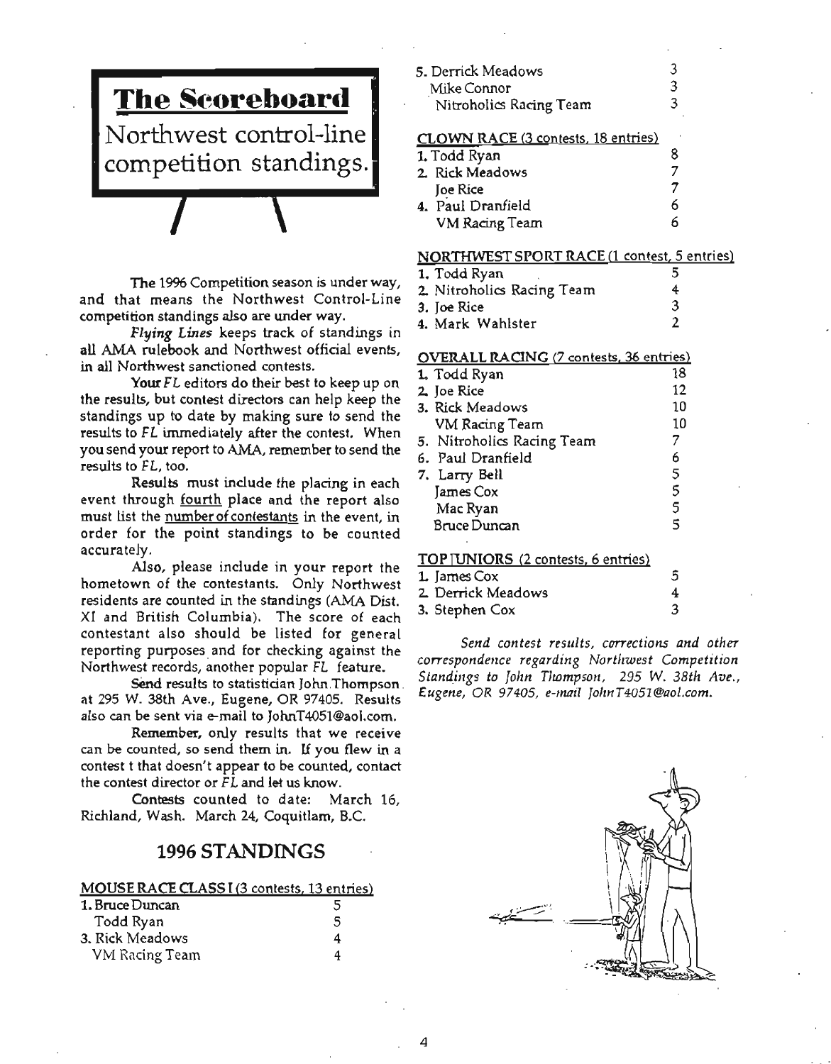# The Scoreboard

Northwest control-line competition standings.

The 1996 Competition season is under way, and that means the Northwest Control-Line competition standings also are under way.

*Flying Lines* keeps track of standings in all AMA rulebook and Northwest official events, in all Northwest sanctioned contests.

**Your** *FL* editors do their best to keep up on the results, but contest directors can help keep the standings up to date by making sure to send the results to *FL* immediately after the contest. When you send your report to AMA, remember to send the results to *FL*, too.

**Results** must include the placing in each event through fourth place and the report also must list the number of contestants in the event, in order for the point standings to be counted accurately.

Also, please include in your report the hometown of the contestants. Only Northwest residents are counted in the standings (AMA Dist. XI and British Columbia). The score of each contestant also should be listed for general reporting purposes and for checking against the Northwest records, another popular *FL* feature.

**Send** results to statistician John Thompson at 295 W. 38th Ave., Eugene, OR 97405. Results also can be sent via e-mail to JohnT4051@aol.com.

**Remember,** only results that we receive can be counted, so send them in. If you flew in a contest t that doesn't appear to be counted, contact the contest director or *FL* and let us know.

**Contests** counted to date: March 16, Richland, Wash. March 24, Coquitlam, B.C.

## 1996 STANDINGS

**MOUSE RACE CLASS I (3 contests, 13 entries)**

| | |
|---|---|
| 1. Bruce Duncan | 5 |
| Todd Ryan | 5 |
| 3. Rick Meadows | 4 |
| VM Racing Team | 4 |
| 5. Derrick Meadows | 3 |
| Mike Connor | 3 |
| Nitroholics Racing Team | 3 |

**CLOWN RACE (3 contests, 18 entries)**

| | |
|---|---|
| 1. Todd Ryan | 8 |
| 2. Rick Meadows | 7 |
| Joe Rice | 7 |
| 4. Paul Dranfield | 6 |
| VM Racing Team | 6 |

**NORTHWEST SPORT RACE (1 contest, 5 entries)**

| | |
|---|---|
| 1. Todd Ryan | 5 |
| 2. Nitroholics Racing Team | 4 |
| 3. Joe Rice | 3 |
| 4. Mark Wahlster | 2 |

**OVERALL RACING (7 contests, 36 entries)**

| | |
|---|---|
| 1. Todd Ryan | 18 |
| 2. Joe Rice | 12 |
| 3. Rick Meadows | 10 |
| VM Racing Team | 10 |
| 5. Nitroholics Racing Team | 7 |
| 6. Paul Dranfield | 6 |
| 7. Larry Bell | 5 |
| James Cox | 5 |
| Mac Ryan | 5 |
| Bruce Duncan | 5 |

**TOP JUNIORS (2 contests, 6 entries)**

| | |
|---|---|
| 1. James Cox | 5 |
| 2. Derrick Meadows | 4 |
| 3. Stephen Cox | 3 |

*Send contest results, corrections and other correspondence regarding Northwest Competition Standings to John Thompson, 295 W. 38th Ave., Eugene, OR 97405, e-mail JohnT4051@aol.com.*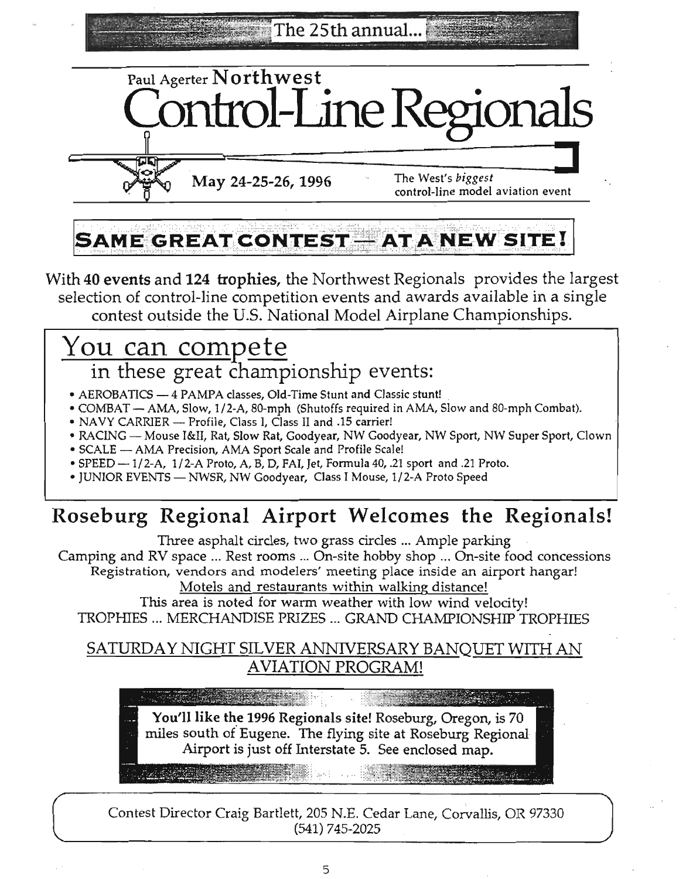The 25th annual...

# Paul Agerter Northwest Control-Line Regionals

**May 24-25-26, 1996**

The West's *biggest* control-line model aviation event

## SAME GREAT CONTEST — AT A NEW SITE!

With **40 events** and **124 trophies**, the Northwest Regionals provides the largest selection of control-line competition events and awards available in a single contest outside the U.S. National Model Airplane Championships.

## You can compete

### in these great championship events:

- AEROBATICS — 4 PAMPA classes, Old-Time Stunt and Classic stunt!
- COMBAT — AMA, Slow, 1/2-A, 80-mph (Shutoffs required in AMA, Slow and 80-mph Combat).
- NAVY CARRIER — Profile, Class I, Class II and .15 carrier!
- RACING — Mouse I&II, Rat, Slow Rat, Goodyear, NW Goodyear, NW Sport, NW Super Sport, Clown
- SCALE — AMA Precision, AMA Sport Scale and Profile Scale!
- SPEED — 1/2-A, 1/2-A Proto, A, B, D, FAI, Jet, Formula 40, .21 sport and .21 Proto.
- JUNIOR EVENTS — NWSR, NW Goodyear, Class I Mouse, 1/2-A Proto Speed

## Roseburg Regional Airport Welcomes the Regionals!

Three asphalt circles, two grass circles ... Ample parking
Camping and RV space ... Rest rooms ... On-site hobby shop ... On-site food concessions
Registration, vendors and modelers' meeting place inside an airport hangar!
Motels and restaurants within walking distance!
This area is noted for warm weather with low wind velocity!
TROPHIES ... MERCHANDISE PRIZES ... GRAND CHAMPIONSHIP TROPHIES

SATURDAY NIGHT SILVER ANNIVERSARY BANQUET WITH AN AVIATION PROGRAM!

**You'll like the 1996 Regionals site!** Roseburg, Oregon, is 70 miles south of Eugene. The flying site at Roseburg Regional Airport is just off Interstate 5. See enclosed map.

Contest Director Craig Bartlett, 205 N.E. Cedar Lane, Corvallis, OR 97330
(541) 745-2025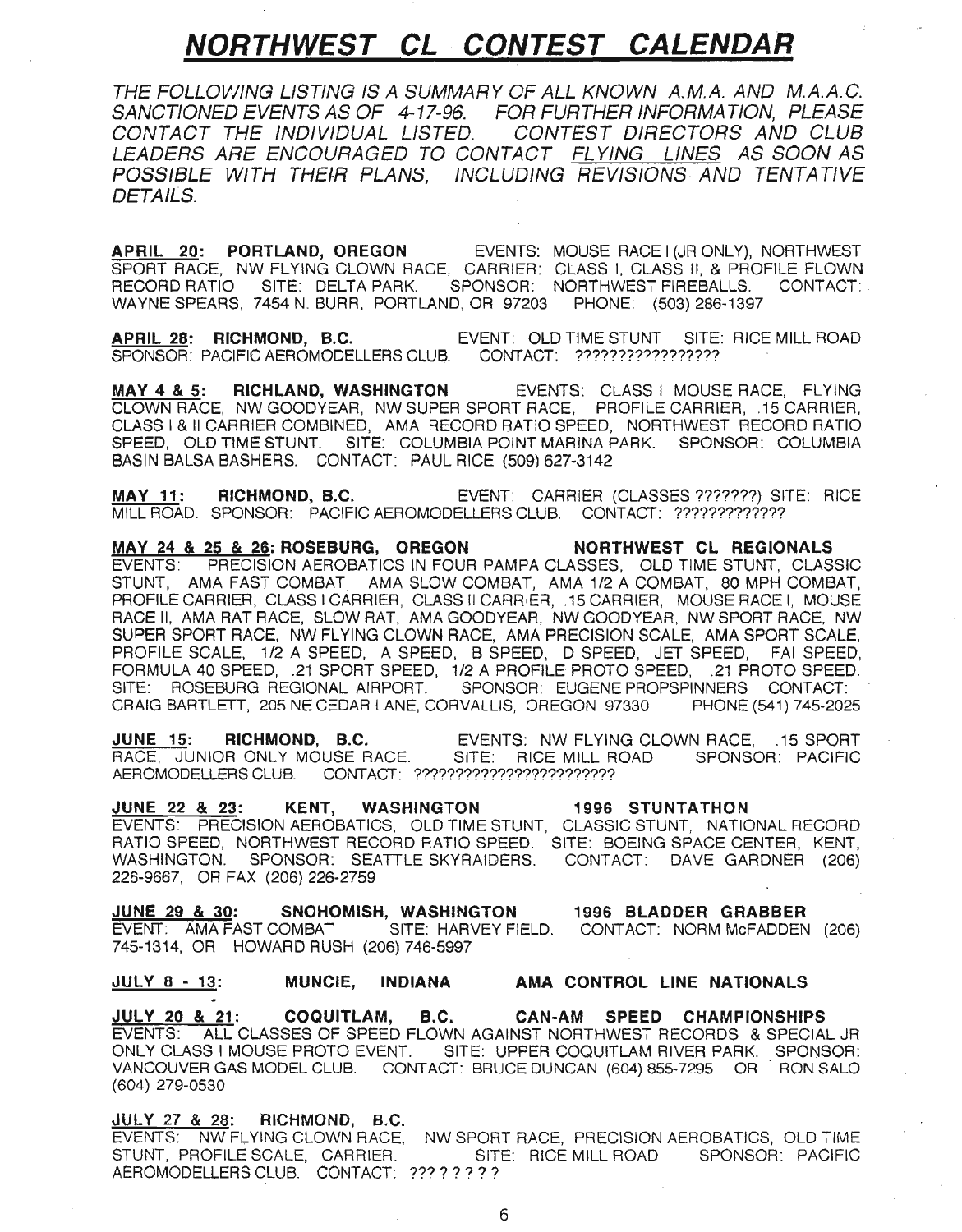# ***NORTHWEST CL CONTEST CALENDAR***

*THE FOLLOWING LISTING IS A SUMMARY OF ALL KNOWN A.M.A. AND M.A.A.C. SANCTIONED EVENTS AS OF 4-17-96. FOR FURTHER INFORMATION, PLEASE CONTACT THE INDIVIDUAL LISTED. CONTEST DIRECTORS AND CLUB LEADERS ARE ENCOURAGED TO CONTACT FLYING LINES AS SOON AS POSSIBLE WITH THEIR PLANS, INCLUDING REVISIONS AND TENTATIVE DETAILS.*

**APRIL 20: PORTLAND, OREGON** EVENTS: MOUSE RACE I (JR ONLY), NORTHWEST SPORT RACE, NW FLYING CLOWN RACE, CARRIER: CLASS I, CLASS II, & PROFILE FLOWN RECORD RATIO SITE: DELTA PARK. SPONSOR: NORTHWEST FIREBALLS. CONTACT: WAYNE SPEARS, 7454 N. BURR, PORTLAND, OR 97203 PHONE: (503) 286-1397

**APRIL 28: RICHMOND, B.C.** EVENT: OLD TIME STUNT SITE: RICE MILL ROAD SPONSOR: PACIFIC AEROMODELLERS CLUB. CONTACT: ?????????????????

**MAY 4 & 5: RICHLAND, WASHINGTON** EVENTS: CLASS I MOUSE RACE, FLYING CLOWN RACE, NW GOODYEAR, NW SUPER SPORT RACE, PROFILE CARRIER, .15 CARRIER, CLASS I & II CARRIER COMBINED, AMA RECORD RATIO SPEED, NORTHWEST RECORD RATIO SPEED, OLD TIME STUNT. SITE: COLUMBIA POINT MARINA PARK. SPONSOR: COLUMBIA BASIN BALSA BASHERS. CONTACT: PAUL RICE (509) 627-3142

**MAY 11: RICHMOND, B.C.** EVENT: CARRIER (CLASSES ???????) SITE: RICE MILL ROAD. SPONSOR: PACIFIC AEROMODELLERS CLUB. CONTACT: ?????????????

**MAY 24 & 25 & 26: ROSEBURG, OREGON NORTHWEST CL REGIONALS**
EVENTS: PRECISION AEROBATICS IN FOUR PAMPA CLASSES, OLD TIME STUNT, CLASSIC STUNT, AMA FAST COMBAT, AMA SLOW COMBAT, AMA 1/2 A COMBAT, 80 MPH COMBAT, PROFILE CARRIER, CLASS I CARRIER, CLASS II CARRIER, .15 CARRIER, MOUSE RACE I, MOUSE RACE II, AMA RAT RACE, SLOW RAT, AMA GOODYEAR, NW GOODYEAR, NW SPORT RACE, NW SUPER SPORT RACE, NW FLYING CLOWN RACE, AMA PRECISION SCALE, AMA SPORT SCALE, PROFILE SCALE, 1/2 A SPEED, A SPEED, B SPEED, D SPEED, JET SPEED, FAI SPEED, FORMULA 40 SPEED, .21 SPORT SPEED, 1/2 A PROFILE PROTO SPEED, .21 PROTO SPEED. SITE: ROSEBURG REGIONAL AIRPORT. SPONSOR: EUGENE PROPSPINNERS CONTACT: CRAIG BARTLETT, 205 NE CEDAR LANE, CORVALLIS, OREGON 97330 PHONE (541) 745-2025

**JUNE 15: RICHMOND, B.C.** EVENTS: NW FLYING CLOWN RACE, .15 SPORT RACE, JUNIOR ONLY MOUSE RACE. SITE: RICE MILL ROAD SPONSOR: PACIFIC AEROMODELLERS CLUB. CONTACT: ????????????????????????

**JUNE 22 & 23: KENT, WASHINGTON 1996 STUNTATHON**
EVENTS: PRECISION AEROBATICS, OLD TIME STUNT, CLASSIC STUNT, NATIONAL RECORD RATIO SPEED, NORTHWEST RECORD RATIO SPEED. SITE: BOEING SPACE CENTER, KENT, WASHINGTON. SPONSOR: SEATTLE SKYRAIDERS. CONTACT: DAVE GARDNER (206) 226-9667, OR FAX (206) 226-2759

**JUNE 29 & 30: SNOHOMISH, WASHINGTON 1996 BLADDER GRABBER**
EVENT: AMA FAST COMBAT SITE: HARVEY FIELD. CONTACT: NORM McFADDEN (206) 745-1314, OR HOWARD RUSH (206) 746-5997

**JULY 8 - 13: MUNCIE, INDIANA AMA CONTROL LINE NATIONALS**

**JULY 20 & 21: COQUITLAM, B.C. CAN-AM SPEED CHAMPIONSHIPS**
EVENTS: ALL CLASSES OF SPEED FLOWN AGAINST NORTHWEST RECORDS & SPECIAL JR ONLY CLASS I MOUSE PROTO EVENT. SITE: UPPER COQUITLAM RIVER PARK. SPONSOR: VANCOUVER GAS MODEL CLUB. CONTACT: BRUCE DUNCAN (604) 855-7295 OR RON SALO (604) 279-0530

**JULY 27 & 28: RICHMOND, B.C.**
EVENTS: NW FLYING CLOWN RACE, NW SPORT RACE, PRECISION AEROBATICS, OLD TIME STUNT, PROFILE SCALE, CARRIER. SITE: RICE MILL ROAD SPONSOR: PACIFIC AEROMODELLERS CLUB. CONTACT: ??? ? ? ? ? ?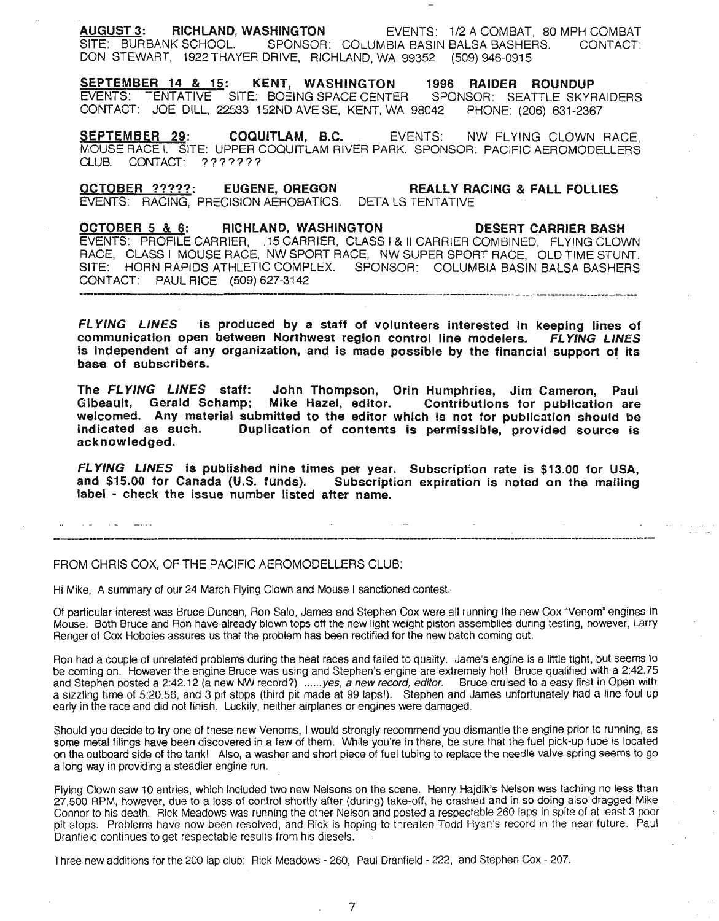**AUGUST 3: RICHLAND, WASHINGTON** EVENTS: 1/2 A COMBAT, 80 MPH COMBAT
SITE: BURBANK SCHOOL. SPONSOR: COLUMBIA BASIN BALSA BASHERS. CONTACT: DON STEWART, 1922 THAYER DRIVE, RICHLAND, WA 99352 (509) 946-0915

**SEPTEMBER 14 & 15: KENT, WASHINGTON 1996 RAIDER ROUNDUP**
EVENTS: TENTATIVE SITE: BOEING SPACE CENTER SPONSOR: SEATTLE SKYRAIDERS
CONTACT: JOE DILL, 22533 152ND AVE SE, KENT, WA 98042 PHONE: (206) 631-2367

**SEPTEMBER 29: COQUITLAM, B.C.** EVENTS: NW FLYING CLOWN RACE, MOUSE RACE I. SITE: UPPER COQUITLAM RIVER PARK. SPONSOR: PACIFIC AEROMODELLERS CLUB. CONTACT: ???????

**OCTOBER ?????: EUGENE, OREGON REALLY RACING & FALL FOLLIES**
EVENTS: RACING, PRECISION AEROBATICS. DETAILS TENTATIVE

**OCTOBER 5 & 6: RICHLAND, WASHINGTON DESERT CARRIER BASH**
EVENTS: PROFILE CARRIER, .15 CARRIER, CLASS I & II CARRIER COMBINED, FLYING CLOWN RACE, CLASS I MOUSE RACE, NW SPORT RACE, NW SUPER SPORT RACE, OLD TIME STUNT.
SITE: HORN RAPIDS ATHLETIC COMPLEX. SPONSOR: COLUMBIA BASIN BALSA BASHERS
CONTACT: PAUL RICE (509) 627-3142

---

***FLYING LINES*** **is produced by a staff of volunteers interested in keeping lines of communication open between Northwest region control line modelers.** ***FLYING LINES*** **is independent of any organization, and is made possible by the financial support of its base of subscribers.**

**The** ***FLYING LINES*** **staff: John Thompson, Orin Humphries, Jim Cameron, Paul Gibeault, Gerald Schamp; Mike Hazel, editor. Contributions for publication are welcomed. Any material submitted to the editor which is not for publication should be indicated as such. Duplication of contents is permissible, provided source is acknowledged.**

***FLYING LINES*** **is published nine times per year. Subscription rate is $13.00 for USA, and $15.00 for Canada (U.S. funds). Subscription expiration is noted on the mailing label - check the issue number listed after name.**

---

FROM CHRIS COX, OF THE PACIFIC AEROMODELLERS CLUB:

Hi Mike, A summary of our 24 March Flying Clown and Mouse I sanctioned contest.

Of particular interest was Bruce Duncan, Ron Salo, James and Stephen Cox were all running the new Cox "Venom" engines in Mouse. Both Bruce and Ron have already blown tops off the new light weight piston assemblies during testing, however, Larry Renger of Cox Hobbies assures us that the problem has been rectified for the new batch coming out.

Ron had a couple of unrelated problems during the heat races and failed to quality. Jame's engine is a little tight, but seems to be coming on. However the engine Bruce was using and Stephen's engine are extremely hot! Bruce qualified with a 2:42.75 and Stephen posted a 2:42.12 (a new NW record?) *......yes, a new record, editor.* Bruce cruised to a easy first in Open with a sizzling time of 5:20.56, and 3 pit stops (third pit made at 99 laps!). Stephen and James unfortunately had a line foul up early in the race and did not finish. Luckily, neither airplanes or engines were damaged.

Should you decide to try one of these new Venoms, I would strongly recommend you dismantle the engine prior to running, as some metal filings have been discovered in a few of them. While you're in there, be sure that the fuel pick-up tube is located on the outboard side of the tank! Also, a washer and short piece of fuel tubing to replace the needle valve spring seems to go a long way in providing a steadier engine run.

Flying Clown saw 10 entries, which included two new Nelsons on the scene. Henry Hajdik's Nelson was taching no less than 27,500 RPM, however, due to a loss of control shortly after (during) take-off, he crashed and in so doing also dragged Mike Connor to his death. Rick Meadows was running the other Nelson and posted a respectable 260 laps in spite of at least 3 poor pit stops. Problems have now been resolved, and Rick is hoping to threaten Todd Ryan's record in the near future. Paul Dranfield continues to get respectable results from his diesels.

Three new additions for the 200 lap club: Rick Meadows - 260, Paul Dranfield - 222, and Stephen Cox - 207.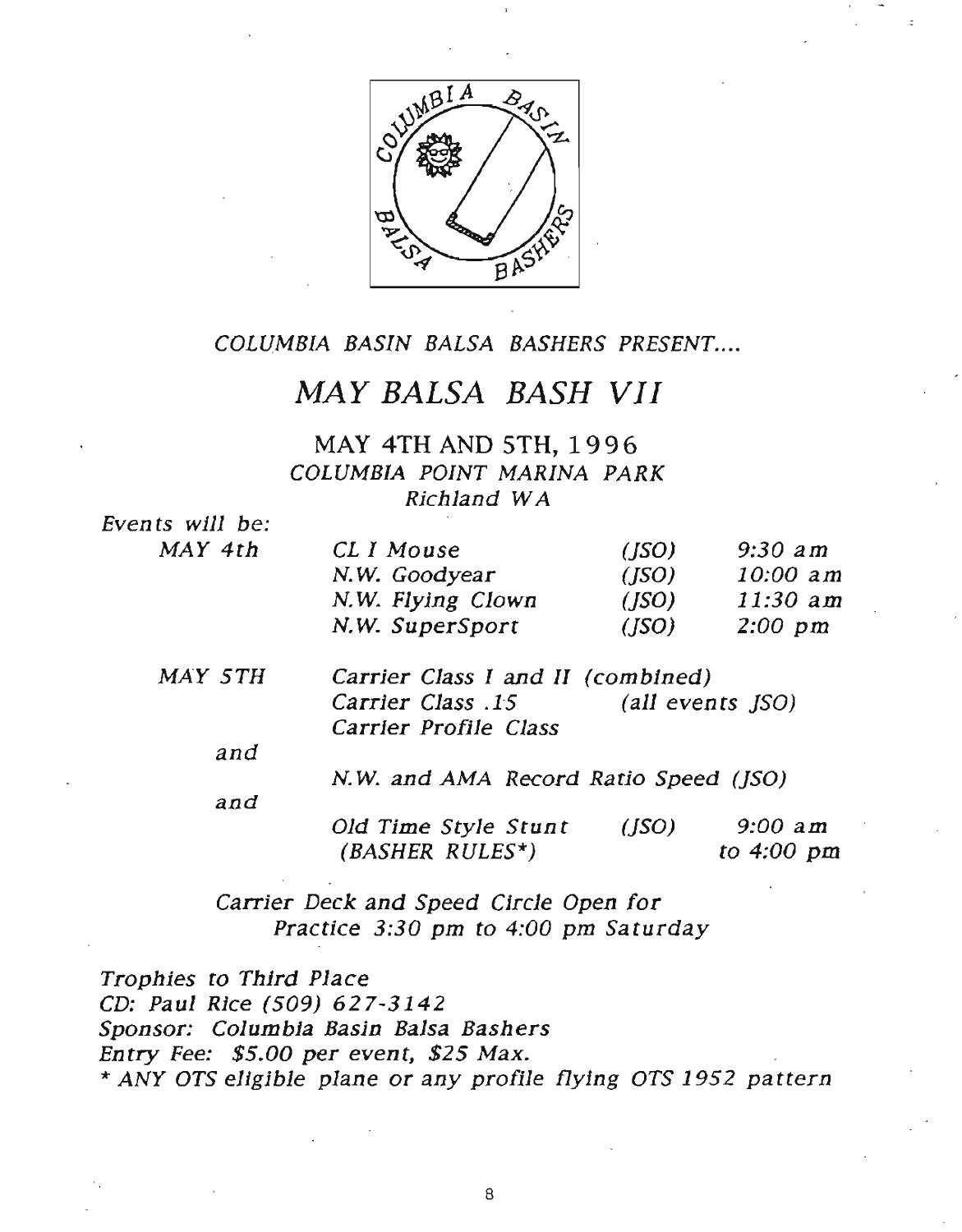*COLUMBIA BASIN BALSA BASHERS PRESENT....*

# *MAY BALSA BASH VII*

## MAY 4TH AND 5TH, 1996
### *COLUMBIA POINT MARINA PARK*
### *Richland WA*

*Events will be:*

| | | | |
|---|---|---|---|
| *MAY 4th* | *CL I Mouse* | *(JSO)* | *9:30 am* |
| | *N.W. Goodyear* | *(JSO)* | *10:00 am* |
| | *N.W. Flying Clown* | *(JSO)* | *11:30 am* |
| | *N.W. SuperSport* | *(JSO)* | *2:00 pm* |

*MAY 5TH*

*Carrier Class I and II (combined)*
*Carrier Class .15* *(all events JSO)*
*Carrier Profile Class*

*and*

*N.W. and AMA Record Ratio Speed (JSO)*

*and*

*Old Time Style Stunt (BASHER RULES\*)* *(JSO)* *9:00 am to 4:00 pm*

*Carrier Deck and Speed Circle Open for Practice 3:30 pm to 4:00 pm Saturday*

*Trophies to Third Place*
*CD: Paul Rice (509) 627-3142*
*Sponsor: Columbia Basin Balsa Bashers*
*Entry Fee: $5.00 per event, $25 Max.*
*\* ANY OTS eligible plane or any profile flying OTS 1952 pattern*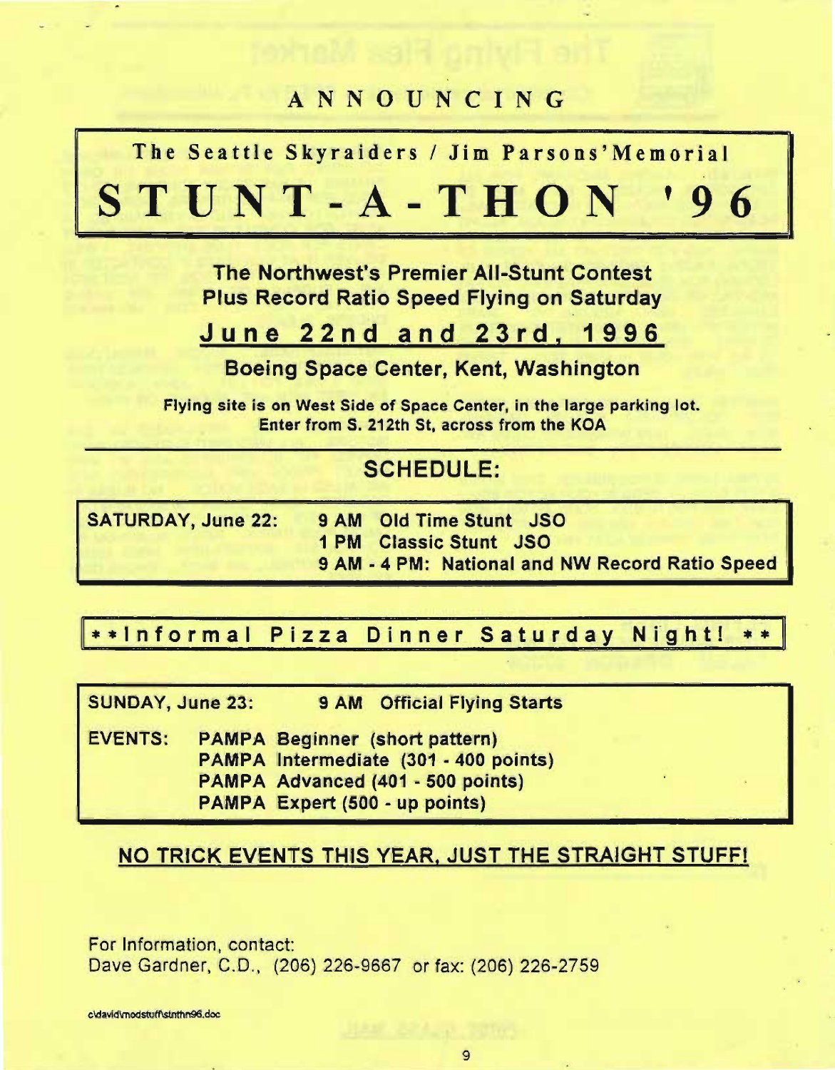ANNOUNCING

The Seattle Skyraiders / Jim Parsons' Memorial

# STUNT-A-THON '96

**The Northwest's Premier All-Stunt Contest**
**Plus Record Ratio Speed Flying on Saturday**

## June 22nd and 23rd, 1996

**Boeing Space Center, Kent, Washington**

**Flying site is on West Side of Space Center, in the large parking lot.**
**Enter from S. 212th St, across from the KOA**

## SCHEDULE:

**SATURDAY, June 22:**

- 9 AM Old Time Stunt JSO
- 1 PM Classic Stunt JSO
- 9 AM - 4 PM: National and NW Record Ratio Speed

**\*\*Informal Pizza Dinner Saturday Night! \*\***

**SUNDAY, June 23:** 9 AM Official Flying Starts

**EVENTS:**

- PAMPA Beginner (short pattern)
- PAMPA Intermediate (301 - 400 points)
- PAMPA Advanced (401 - 500 points)
- PAMPA Expert (500 - up points)

**NO TRICK EVENTS THIS YEAR, JUST THE STRAIGHT STUFF!**

For Information, contact:
Dave Gardner, C.D., (206) 226-9667 or fax: (206) 226-2759

c:\david\modstuff\stnthn96.doc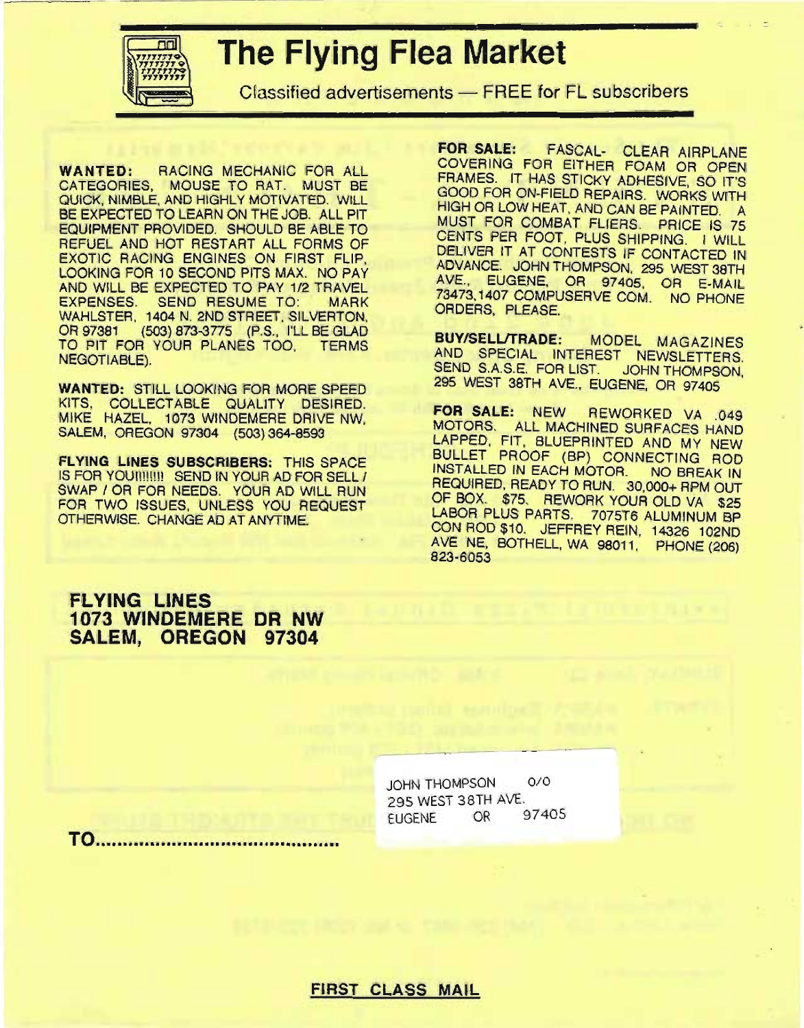# The Flying Flea Market

Classified advertisements — FREE for FL subscribers

**WANTED:** RACING MECHANIC FOR ALL CATEGORIES, MOUSE TO RAT. MUST BE QUICK, NIMBLE, AND HIGHLY MOTIVATED. WILL BE EXPECTED TO LEARN ON THE JOB. ALL PIT EQUIPMENT PROVIDED. SHOULD BE ABLE TO REFUEL AND HOT RESTART ALL FORMS OF EXOTIC RACING ENGINES ON FIRST FLIP. LOOKING FOR 10 SECOND PITS MAX. NO PAY AND WILL BE EXPECTED TO PAY 1/2 TRAVEL EXPENSES. SEND RESUME TO: MARK WAHLSTER, 1404 N. 2ND STREET, SILVERTON, OR 97381 (503) 873-3775 (P.S., I'LL BE GLAD TO PIT FOR YOUR PLANES TOO. TERMS NEGOTIABLE).

**WANTED:** STILL LOOKING FOR MORE SPEED KITS, COLLECTABLE QUALITY DESIRED. MIKE HAZEL, 1073 WINDEMERE DRIVE NW, SALEM, OREGON 97304 (503) 364-8593

**FLYING LINES SUBSCRIBERS:** THIS SPACE IS FOR YOU!!!!!!! SEND IN YOUR AD FOR SELL / SWAP / OR FOR NEEDS. YOUR AD WILL RUN FOR TWO ISSUES, UNLESS YOU REQUEST OTHERWISE. CHANGE AD AT ANYTIME.

**FOR SALE:** FASCAL- CLEAR AIRPLANE COVERING FOR EITHER FOAM OR OPEN FRAMES. IT HAS STICKY ADHESIVE, SO IT'S GOOD FOR ON-FIELD REPAIRS. WORKS WITH HIGH OR LOW HEAT, AND CAN BE PAINTED. A MUST FOR COMBAT FLIERS. PRICE IS 75 CENTS PER FOOT, PLUS SHIPPING. I WILL DELIVER IT AT CONTESTS IF CONTACTED IN ADVANCE. JOHN THOMPSON, 295 WEST 38TH AVE., EUGENE, OR 97405, OR E-MAIL 73473,1407 COMPUSERVE COM. NO PHONE ORDERS, PLEASE.

**BUY/SELL/TRADE:** MODEL MAGAZINES AND SPECIAL INTEREST NEWSLETTERS. SEND S.A.S.E. FOR LIST. JOHN THOMPSON, 295 WEST 38TH AVE., EUGENE, OR 97405

**FOR SALE:** NEW REWORKED VA .049 MOTORS. ALL MACHINED SURFACES HAND LAPPED, FIT, BLUEPRINTED AND MY NEW BULLET PROOF (BP) CONNECTING ROD INSTALLED IN EACH MOTOR. NO BREAK IN REQUIRED, READY TO RUN. 30,000+ RPM OUT OF BOX. $75. REWORK YOUR OLD VA $25 LABOR PLUS PARTS. 7075T6 ALUMINUM BP CON ROD $10. JEFFREY REIN, 14326 102ND AVE NE, BOTHELL, WA 98011, PHONE (206) 823-6053

**FLYING LINES**
**1073 WINDEMERE DR NW**
**SALEM, OREGON 97304**

JOHN THOMPSON 0/0
295 WEST 38TH AVE.
EUGENE OR 97405

**TO........................................**

**FIRST CLASS MAIL**